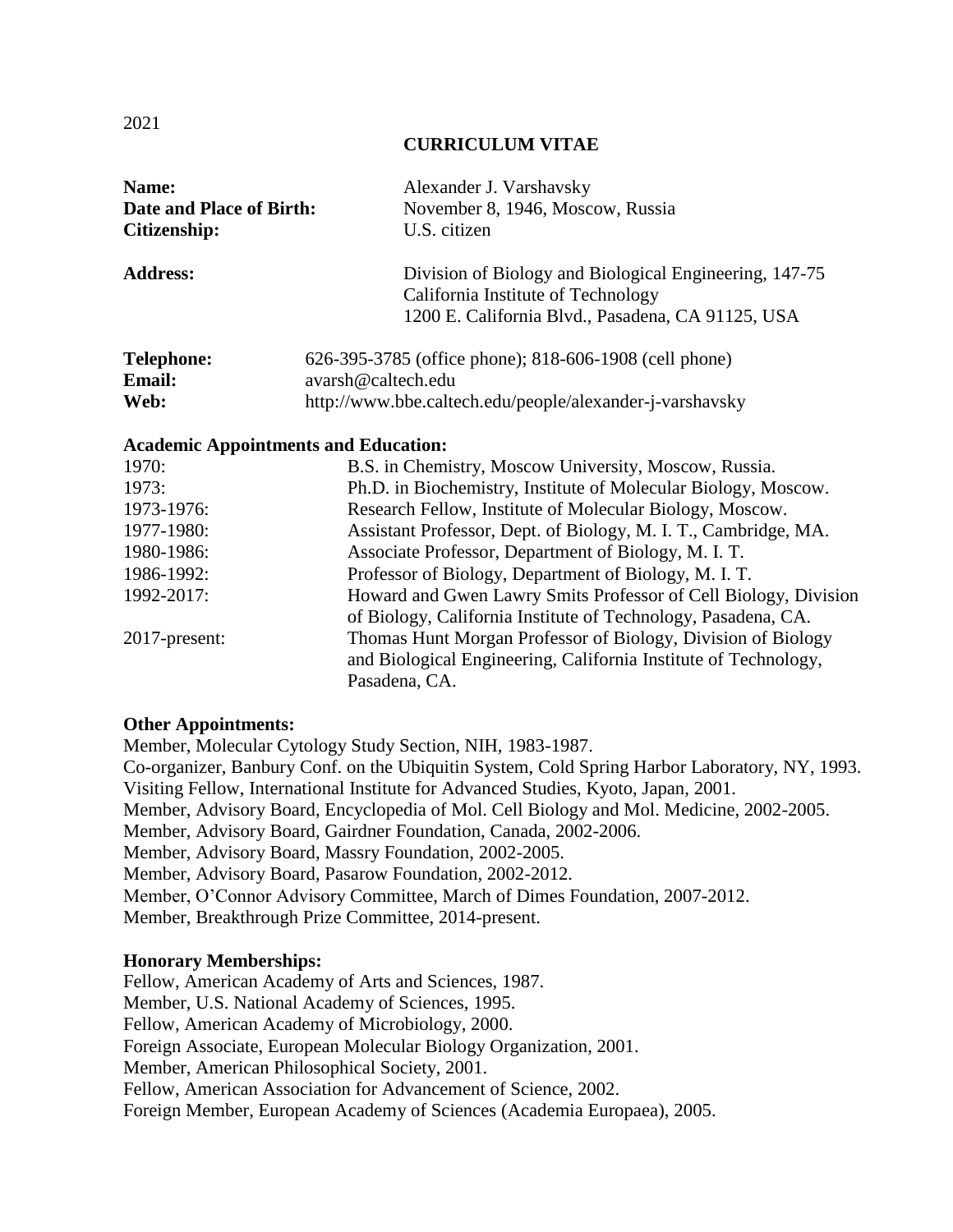2021

# CURRICULUM VITAE

| | |
|---|---|
| **Name:** | Alexander J. Varshavsky |
| **Date and Place of Birth:** | November 8, 1946, Moscow, Russia |
| **Citizenship:** | U.S. citizen |
| **Address:** | Division of Biology and Biological Engineering, 147-75<br>California Institute of Technology<br>1200 E. California Blvd., Pasadena, CA 91125, USA |
| **Telephone:** | 626-395-3785 (office phone); 818-606-1908 (cell phone) |
| **Email:** | avarsh@caltech.edu |
| **Web:** | http://www.bbe.caltech.edu/people/alexander-j-varshavsky |

## Academic Appointments and Education:

| | |
|---|---|
| 1970: | B.S. in Chemistry, Moscow University, Moscow, Russia. |
| 1973: | Ph.D. in Biochemistry, Institute of Molecular Biology, Moscow. |
| 1973-1976: | Research Fellow, Institute of Molecular Biology, Moscow. |
| 1977-1980: | Assistant Professor, Dept. of Biology, M. I. T., Cambridge, MA. |
| 1980-1986: | Associate Professor, Department of Biology, M. I. T. |
| 1986-1992: | Professor of Biology, Department of Biology, M. I. T. |
| 1992-2017: | Howard and Gwen Lawry Smits Professor of Cell Biology, Division of Biology, California Institute of Technology, Pasadena, CA. |
| 2017-present: | Thomas Hunt Morgan Professor of Biology, Division of Biology and Biological Engineering, California Institute of Technology, Pasadena, CA. |

## Other Appointments:

Member, Molecular Cytology Study Section, NIH, 1983-1987.
Co-organizer, Banbury Conf. on the Ubiquitin System, Cold Spring Harbor Laboratory, NY, 1993.
Visiting Fellow, International Institute for Advanced Studies, Kyoto, Japan, 2001.
Member, Advisory Board, Encyclopedia of Mol. Cell Biology and Mol. Medicine, 2002-2005.
Member, Advisory Board, Gairdner Foundation, Canada, 2002-2006.
Member, Advisory Board, Massry Foundation, 2002-2005.
Member, Advisory Board, Pasarow Foundation, 2002-2012.
Member, O'Connor Advisory Committee, March of Dimes Foundation, 2007-2012.
Member, Breakthrough Prize Committee, 2014-present.

## Honorary Memberships:

Fellow, American Academy of Arts and Sciences, 1987.
Member, U.S. National Academy of Sciences, 1995.
Fellow, American Academy of Microbiology, 2000.
Foreign Associate, European Molecular Biology Organization, 2001.
Member, American Philosophical Society, 2001.
Fellow, American Association for Advancement of Science, 2002.
Foreign Member, European Academy of Sciences (Academia Europaea), 2005.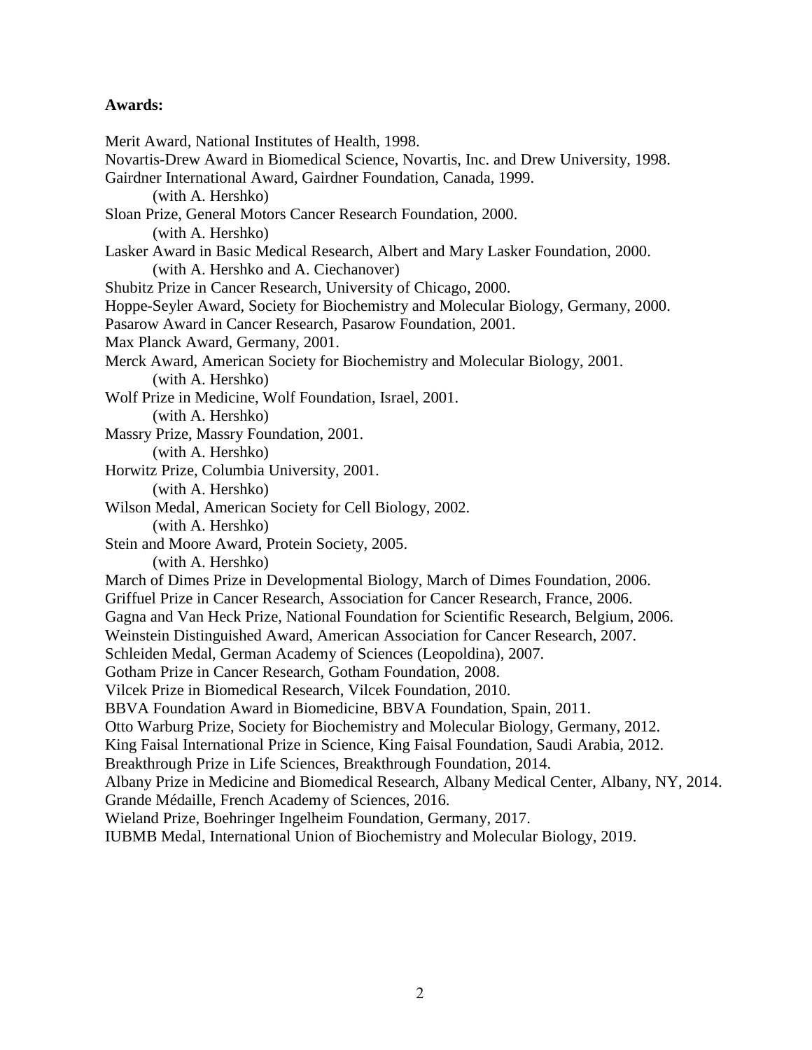**Awards:**

Merit Award, National Institutes of Health, 1998.
Novartis-Drew Award in Biomedical Science, Novartis, Inc. and Drew University, 1998.
Gairdner International Award, Gairdner Foundation, Canada, 1999.
(with A. Hershko)
Sloan Prize, General Motors Cancer Research Foundation, 2000.
(with A. Hershko)
Lasker Award in Basic Medical Research, Albert and Mary Lasker Foundation, 2000.
(with A. Hershko and A. Ciechanover)
Shubitz Prize in Cancer Research, University of Chicago, 2000.
Hoppe-Seyler Award, Society for Biochemistry and Molecular Biology, Germany, 2000.
Pasarow Award in Cancer Research, Pasarow Foundation, 2001.
Max Planck Award, Germany, 2001.
Merck Award, American Society for Biochemistry and Molecular Biology, 2001.
(with A. Hershko)
Wolf Prize in Medicine, Wolf Foundation, Israel, 2001.
(with A. Hershko)
Massry Prize, Massry Foundation, 2001.
(with A. Hershko)
Horwitz Prize, Columbia University, 2001.
(with A. Hershko)
Wilson Medal, American Society for Cell Biology, 2002.
(with A. Hershko)
Stein and Moore Award, Protein Society, 2005.
(with A. Hershko)
March of Dimes Prize in Developmental Biology, March of Dimes Foundation, 2006.
Griffuel Prize in Cancer Research, Association for Cancer Research, France, 2006.
Gagna and Van Heck Prize, National Foundation for Scientific Research, Belgium, 2006.
Weinstein Distinguished Award, American Association for Cancer Research, 2007.
Schleiden Medal, German Academy of Sciences (Leopoldina), 2007.
Gotham Prize in Cancer Research, Gotham Foundation, 2008.
Vilcek Prize in Biomedical Research, Vilcek Foundation, 2010.
BBVA Foundation Award in Biomedicine, BBVA Foundation, Spain, 2011.
Otto Warburg Prize, Society for Biochemistry and Molecular Biology, Germany, 2012.
King Faisal International Prize in Science, King Faisal Foundation, Saudi Arabia, 2012.
Breakthrough Prize in Life Sciences, Breakthrough Foundation, 2014.
Albany Prize in Medicine and Biomedical Research, Albany Medical Center, Albany, NY, 2014.
Grande Médaille, French Academy of Sciences, 2016.
Wieland Prize, Boehringer Ingelheim Foundation, Germany, 2017.
IUBMB Medal, International Union of Biochemistry and Molecular Biology, 2019.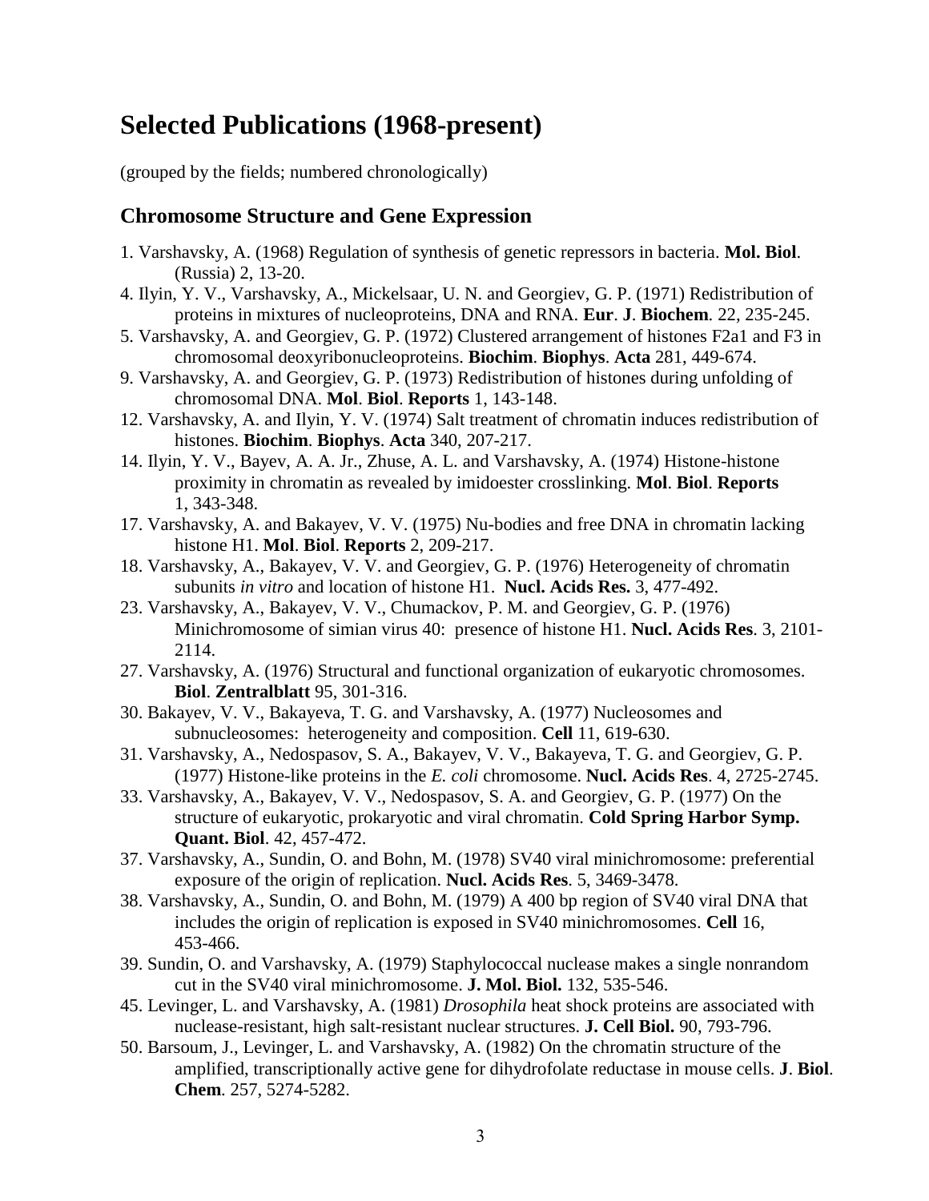## Selected Publications (1968-present)

(grouped by the fields; numbered chronologically)

### Chromosome Structure and Gene Expression

1. Varshavsky, A. (1968) Regulation of synthesis of genetic repressors in bacteria. **Mol. Biol**. (Russia) 2, 13-20.
4. Ilyin, Y. V., Varshavsky, A., Mickelsaar, U. N. and Georgiev, G. P. (1971) Redistribution of proteins in mixtures of nucleoproteins, DNA and RNA. **Eur**. **J**. **Biochem**. 22, 235-245.
5. Varshavsky, A. and Georgiev, G. P. (1972) Clustered arrangement of histones F2a1 and F3 in chromosomal deoxyribonucleoproteins. **Biochim**. **Biophys**. **Acta** 281, 449-674.
9. Varshavsky, A. and Georgiev, G. P. (1973) Redistribution of histones during unfolding of chromosomal DNA. **Mol**. **Biol**. **Reports** 1, 143-148.
12. Varshavsky, A. and Ilyin, Y. V. (1974) Salt treatment of chromatin induces redistribution of histones. **Biochim**. **Biophys**. **Acta** 340, 207-217.
14. Ilyin, Y. V., Bayev, A. A. Jr., Zhuse, A. L. and Varshavsky, A. (1974) Histone-histone proximity in chromatin as revealed by imidoester crosslinking. **Mol**. **Biol**. **Reports** 1, 343-348.
17. Varshavsky, A. and Bakayev, V. V. (1975) Nu-bodies and free DNA in chromatin lacking histone H1. **Mol**. **Biol**. **Reports** 2, 209-217.
18. Varshavsky, A., Bakayev, V. V. and Georgiev, G. P. (1976) Heterogeneity of chromatin subunits *in vitro* and location of histone H1. **Nucl. Acids Res.** 3, 477-492.
23. Varshavsky, A., Bakayev, V. V., Chumackov, P. M. and Georgiev, G. P. (1976) Minichromosome of simian virus 40: presence of histone H1. **Nucl. Acids Res**. 3, 2101-2114.
27. Varshavsky, A. (1976) Structural and functional organization of eukaryotic chromosomes. **Biol**. **Zentralblatt** 95, 301-316.
30. Bakayev, V. V., Bakayeva, T. G. and Varshavsky, A. (1977) Nucleosomes and subnucleosomes: heterogeneity and composition. **Cell** 11, 619-630.
31. Varshavsky, A., Nedospasov, S. A., Bakayev, V. V., Bakayeva, T. G. and Georgiev, G. P. (1977) Histone-like proteins in the *E. coli* chromosome. **Nucl. Acids Res**. 4, 2725-2745.
33. Varshavsky, A., Bakayev, V. V., Nedospasov, S. A. and Georgiev, G. P. (1977) On the structure of eukaryotic, prokaryotic and viral chromatin. **Cold Spring Harbor Symp. Quant. Biol**. 42, 457-472.
37. Varshavsky, A., Sundin, O. and Bohn, M. (1978) SV40 viral minichromosome: preferential exposure of the origin of replication. **Nucl. Acids Res**. 5, 3469-3478.
38. Varshavsky, A., Sundin, O. and Bohn, M. (1979) A 400 bp region of SV40 viral DNA that includes the origin of replication is exposed in SV40 minichromosomes. **Cell** 16, 453-466.
39. Sundin, O. and Varshavsky, A. (1979) Staphylococcal nuclease makes a single nonrandom cut in the SV40 viral minichromosome. **J. Mol. Biol.** 132, 535-546.
45. Levinger, L. and Varshavsky, A. (1981) *Drosophila* heat shock proteins are associated with nuclease-resistant, high salt-resistant nuclear structures. **J. Cell Biol.** 90, 793-796.
50. Barsoum, J., Levinger, L. and Varshavsky, A. (1982) On the chromatin structure of the amplified, transcriptionally active gene for dihydrofolate reductase in mouse cells. **J**. **Biol**. **Chem**. 257, 5274-5282.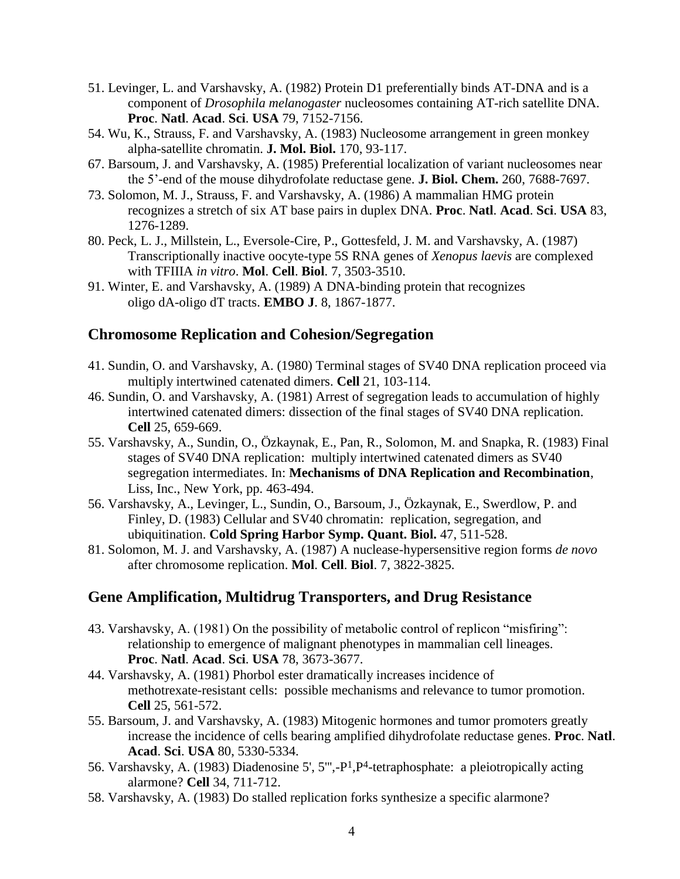51. Levinger, L. and Varshavsky, A. (1982) Protein D1 preferentially binds AT-DNA and is a component of *Drosophila melanogaster* nucleosomes containing AT-rich satellite DNA. **Proc**. **Natl**. **Acad**. **Sci**. **USA** 79, 7152-7156.
54. Wu, K., Strauss, F. and Varshavsky, A. (1983) Nucleosome arrangement in green monkey alpha-satellite chromatin. **J. Mol. Biol.** 170, 93-117.
67. Barsoum, J. and Varshavsky, A. (1985) Preferential localization of variant nucleosomes near the 5'-end of the mouse dihydrofolate reductase gene. **J. Biol. Chem.** 260, 7688-7697.
73. Solomon, M. J., Strauss, F. and Varshavsky, A. (1986) A mammalian HMG protein recognizes a stretch of six AT base pairs in duplex DNA. **Proc**. **Natl**. **Acad**. **Sci**. **USA** 83, 1276-1289.
80. Peck, L. J., Millstein, L., Eversole-Cire, P., Gottesfeld, J. M. and Varshavsky, A. (1987) Transcriptionally inactive oocyte-type 5S RNA genes of *Xenopus laevis* are complexed with TFIIIA *in vitro*. **Mol**. **Cell**. **Biol**. 7, 3503-3510.
91. Winter, E. and Varshavsky, A. (1989) A DNA-binding protein that recognizes oligo dA-oligo dT tracts. **EMBO J**. 8, 1867-1877.

## Chromosome Replication and Cohesion/Segregation

41. Sundin, O. and Varshavsky, A. (1980) Terminal stages of SV40 DNA replication proceed via multiply intertwined catenated dimers. **Cell** 21, 103-114.
46. Sundin, O. and Varshavsky, A. (1981) Arrest of segregation leads to accumulation of highly intertwined catenated dimers: dissection of the final stages of SV40 DNA replication. **Cell** 25, 659-669.
55. Varshavsky, A., Sundin, O., Özkaynak, E., Pan, R., Solomon, M. and Snapka, R. (1983) Final stages of SV40 DNA replication: multiply intertwined catenated dimers as SV40 segregation intermediates. In: **Mechanisms of DNA Replication and Recombination**, Liss, Inc., New York, pp. 463-494.
56. Varshavsky, A., Levinger, L., Sundin, O., Barsoum, J., Özkaynak, E., Swerdlow, P. and Finley, D. (1983) Cellular and SV40 chromatin: replication, segregation, and ubiquitination. **Cold Spring Harbor Symp. Quant. Biol.** 47, 511-528.
81. Solomon, M. J. and Varshavsky, A. (1987) A nuclease-hypersensitive region forms *de novo* after chromosome replication. **Mol**. **Cell**. **Biol**. 7, 3822-3825.

## Gene Amplification, Multidrug Transporters, and Drug Resistance

43. Varshavsky, A. (1981) On the possibility of metabolic control of replicon "misfiring": relationship to emergence of malignant phenotypes in mammalian cell lineages. **Proc**. **Natl**. **Acad**. **Sci**. **USA** 78, 3673-3677.
44. Varshavsky, A. (1981) Phorbol ester dramatically increases incidence of methotrexate-resistant cells: possible mechanisms and relevance to tumor promotion. **Cell** 25, 561-572.
55. Barsoum, J. and Varshavsky, A. (1983) Mitogenic hormones and tumor promoters greatly increase the incidence of cells bearing amplified dihydrofolate reductase genes. **Proc**. **Natl**. **Acad**. **Sci**. **USA** 80, 5330-5334.
56. Varshavsky, A. (1983) Diadenosine 5', 5"',-$P^1$,$P^4$-tetraphosphate: a pleiotropically acting alarmone? **Cell** 34, 711-712.
58. Varshavsky, A. (1983) Do stalled replication forks synthesize a specific alarmone?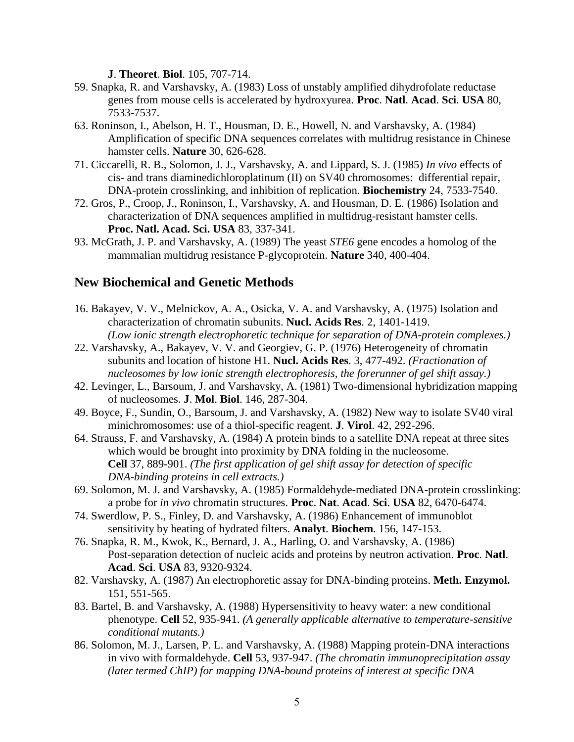**J**. **Theoret**. **Biol**. 105, 707-714.

59. Snapka, R. and Varshavsky, A. (1983) Loss of unstably amplified dihydrofolate reductase genes from mouse cells is accelerated by hydroxyurea. **Proc**. **Natl**. **Acad**. **Sci**. **USA** 80, 7533-7537.
63. Roninson, I., Abelson, H. T., Housman, D. E., Howell, N. and Varshavsky, A. (1984) Amplification of specific DNA sequences correlates with multidrug resistance in Chinese hamster cells. **Nature** 30, 626-628.
71. Ciccarelli, R. B., Solomon, J. J., Varshavsky, A. and Lippard, S. J. (1985) *In vivo* effects of cis- and trans diaminedichloroplatinum (II) on SV40 chromosomes: differential repair, DNA-protein crosslinking, and inhibition of replication. **Biochemistry** 24, 7533-7540.
72. Gros, P., Croop, J., Roninson, I., Varshavsky, A. and Housman, D. E. (1986) Isolation and characterization of DNA sequences amplified in multidrug-resistant hamster cells. **Proc. Natl. Acad. Sci. USA** 83, 337-341.
93. McGrath, J. P. and Varshavsky, A. (1989) The yeast *STE6* gene encodes a homolog of the mammalian multidrug resistance P-glycoprotein. **Nature** 340, 400-404.

## New Biochemical and Genetic Methods

16. Bakayev, V. V., Melnickov, A. A., Osicka, V. A. and Varshavsky, A. (1975) Isolation and characterization of chromatin subunits. **Nucl. Acids Res**. 2, 1401-1419. *(Low ionic strength electrophoretic technique for separation of DNA-protein complexes.)*
22. Varshavsky, A., Bakayev, V. V. and Georgiev, G. P. (1976) Heterogeneity of chromatin subunits and location of histone H1. **Nucl. Acids Res**. 3, 477-492. *(Fractionation of nucleosomes by low ionic strength electrophoresis, the forerunner of gel shift assay.)*
42. Levinger, L., Barsoum, J. and Varshavsky, A. (1981) Two-dimensional hybridization mapping of nucleosomes. **J**. **Mol**. **Biol**. 146, 287-304.
49. Boyce, F., Sundin, O., Barsoum, J. and Varshavsky, A. (1982) New way to isolate SV40 viral minichromosomes: use of a thiol-specific reagent. **J**. **Virol**. 42, 292-296.
64. Strauss, F. and Varshavsky, A. (1984) A protein binds to a satellite DNA repeat at three sites which would be brought into proximity by DNA folding in the nucleosome. **Cell** 37, 889-901. *(The first application of gel shift assay for detection of specific DNA-binding proteins in cell extracts.)*
69. Solomon, M. J. and Varshavsky, A. (1985) Formaldehyde-mediated DNA-protein crosslinking: a probe for *in vivo* chromatin structures. **Proc**. **Nat**. **Acad**. **Sci**. **USA** 82, 6470-6474.
74. Swerdlow, P. S., Finley, D. and Varshavsky, A. (1986) Enhancement of immunoblot sensitivity by heating of hydrated filters. **Analyt**. **Biochem**. 156, 147-153.
76. Snapka, R. M., Kwok, K., Bernard, J. A., Harling, O. and Varshavsky, A. (1986) Post-separation detection of nucleic acids and proteins by neutron activation. **Proc**. **Natl**. **Acad**. **Sci**. **USA** 83, 9320-9324.
82. Varshavsky, A. (1987) An electrophoretic assay for DNA-binding proteins. **Meth. Enzymol.** 151, 551-565.
83. Bartel, B. and Varshavsky, A. (1988) Hypersensitivity to heavy water: a new conditional phenotype. **Cell** 52, 935-941. *(A generally applicable alternative to temperature-sensitive conditional mutants.)*
86. Solomon, M. J., Larsen, P. L. and Varshavsky, A. (1988) Mapping protein-DNA interactions in vivo with formaldehyde. **Cell** 53, 937-947. *(The chromatin immunoprecipitation assay (later termed ChIP) for mapping DNA-bound proteins of interest at specific DNA*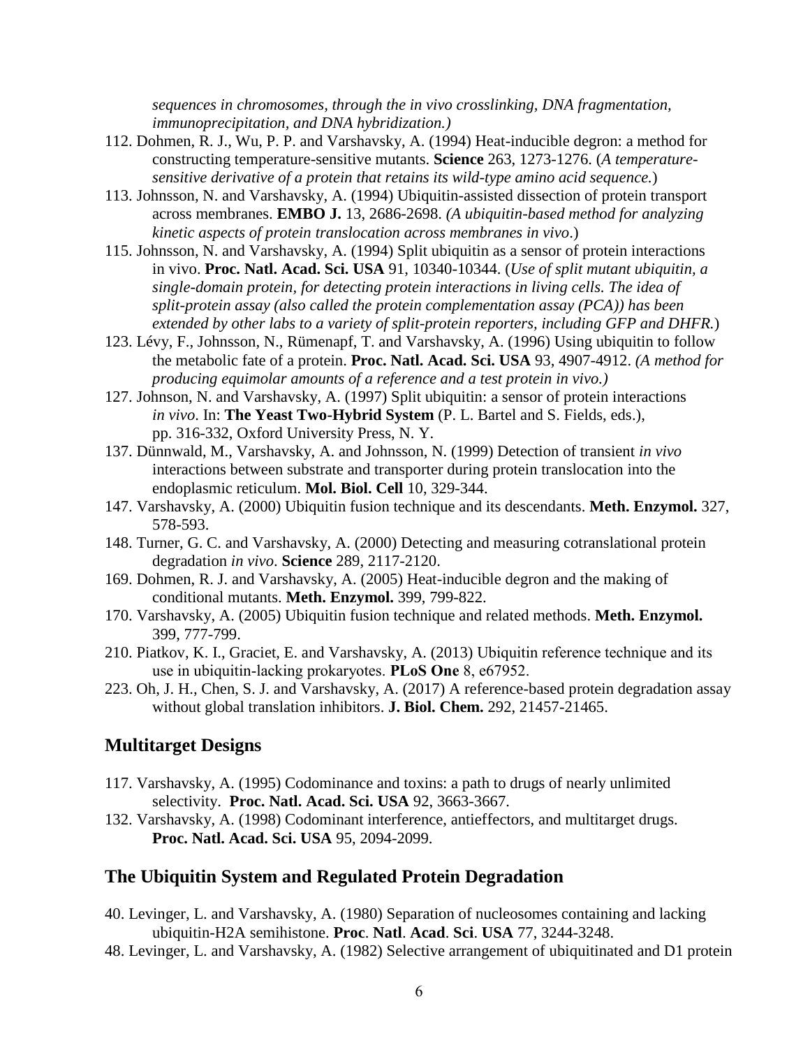*sequences in chromosomes, through the in vivo crosslinking, DNA fragmentation, immunoprecipitation, and DNA hybridization.)*

112. Dohmen, R. J., Wu, P. P. and Varshavsky, A. (1994) Heat-inducible degron: a method for constructing temperature-sensitive mutants. **Science** 263, 1273-1276. (*A temperature-sensitive derivative of a protein that retains its wild-type amino acid sequence.*)
113. Johnsson, N. and Varshavsky, A. (1994) Ubiquitin-assisted dissection of protein transport across membranes. **EMBO J.** 13, 2686-2698. *(A ubiquitin-based method for analyzing kinetic aspects of protein translocation across membranes in vivo.)*
115. Johnsson, N. and Varshavsky, A. (1994) Split ubiquitin as a sensor of protein interactions in vivo. **Proc. Natl. Acad. Sci. USA** 91, 10340-10344. (*Use of split mutant ubiquitin, a single-domain protein, for detecting protein interactions in living cells. The idea of split-protein assay (also called the protein complementation assay (PCA)) has been extended by other labs to a variety of split-protein reporters, including GFP and DHFR.*)
123. Lévy, F., Johnsson, N., Rümenapf, T. and Varshavsky, A. (1996) Using ubiquitin to follow the metabolic fate of a protein. **Proc. Natl. Acad. Sci. USA** 93, 4907-4912. *(A method for producing equimolar amounts of a reference and a test protein in vivo.)*
127. Johnson, N. and Varshavsky, A. (1997) Split ubiquitin: a sensor of protein interactions *in vivo*. In: **The Yeast Two-Hybrid System** (P. L. Bartel and S. Fields, eds.), pp. 316-332, Oxford University Press, N. Y.
137. Dünnwald, M., Varshavsky, A. and Johnsson, N. (1999) Detection of transient *in vivo* interactions between substrate and transporter during protein translocation into the endoplasmic reticulum. **Mol. Biol. Cell** 10, 329-344.
147. Varshavsky, A. (2000) Ubiquitin fusion technique and its descendants. **Meth. Enzymol.** 327, 578-593.
148. Turner, G. C. and Varshavsky, A. (2000) Detecting and measuring cotranslational protein degradation *in vivo*. **Science** 289, 2117-2120.
169. Dohmen, R. J. and Varshavsky, A. (2005) Heat-inducible degron and the making of conditional mutants. **Meth. Enzymol.** 399, 799-822.
170. Varshavsky, A. (2005) Ubiquitin fusion technique and related methods. **Meth. Enzymol.** 399, 777-799.
210. Piatkov, K. I., Graciet, E. and Varshavsky, A. (2013) Ubiquitin reference technique and its use in ubiquitin-lacking prokaryotes. **PLoS One** 8, e67952.
223. Oh, J. H., Chen, S. J. and Varshavsky, A. (2017) A reference-based protein degradation assay without global translation inhibitors. **J. Biol. Chem.** 292, 21457-21465.

## Multitarget Designs

117. Varshavsky, A. (1995) Codominance and toxins: a path to drugs of nearly unlimited selectivity. **Proc. Natl. Acad. Sci. USA** 92, 3663-3667.
132. Varshavsky, A. (1998) Codominant interference, antieffectors, and multitarget drugs. **Proc. Natl. Acad. Sci. USA** 95, 2094-2099.

## The Ubiquitin System and Regulated Protein Degradation

40. Levinger, L. and Varshavsky, A. (1980) Separation of nucleosomes containing and lacking ubiquitin-H2A semihistone. **Proc**. **Natl**. **Acad**. **Sci**. **USA** 77, 3244-3248.
48. Levinger, L. and Varshavsky, A. (1982) Selective arrangement of ubiquitinated and D1 protein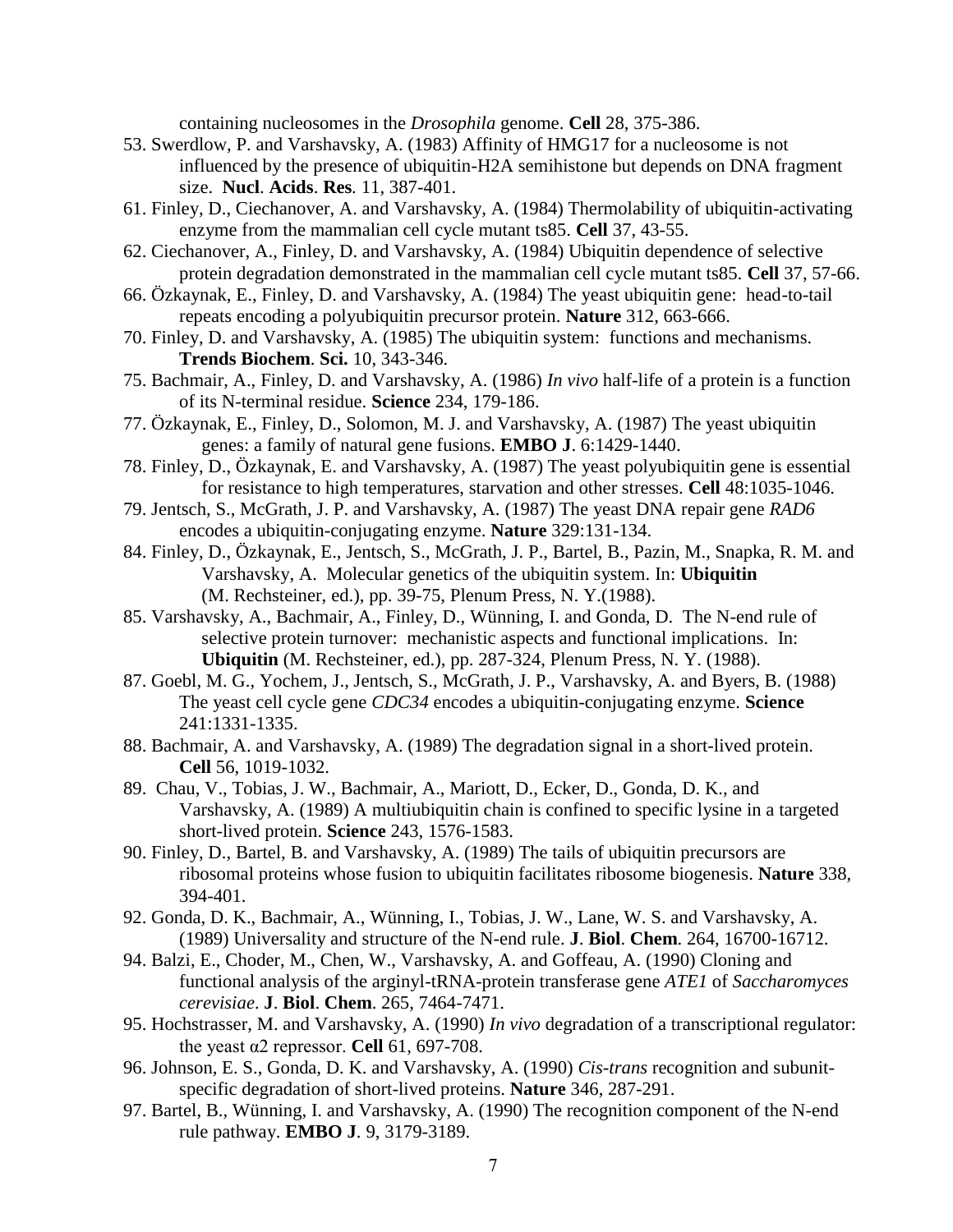containing nucleosomes in the *Drosophila* genome. **Cell** 28, 375-386.

53. Swerdlow, P. and Varshavsky, A. (1983) Affinity of HMG17 for a nucleosome is not influenced by the presence of ubiquitin-H2A semihistone but depends on DNA fragment size. **Nucl**. **Acids**. **Res**. 11, 387-401.

61. Finley, D., Ciechanover, A. and Varshavsky, A. (1984) Thermolability of ubiquitin-activating enzyme from the mammalian cell cycle mutant ts85. **Cell** 37, 43-55.

62. Ciechanover, A., Finley, D. and Varshavsky, A. (1984) Ubiquitin dependence of selective protein degradation demonstrated in the mammalian cell cycle mutant ts85. **Cell** 37, 57-66.

66. Özkaynak, E., Finley, D. and Varshavsky, A. (1984) The yeast ubiquitin gene: head-to-tail repeats encoding a polyubiquitin precursor protein. **Nature** 312, 663-666.

70. Finley, D. and Varshavsky, A. (1985) The ubiquitin system: functions and mechanisms. **Trends Biochem**. **Sci.** 10, 343-346.

75. Bachmair, A., Finley, D. and Varshavsky, A. (1986) *In vivo* half-life of a protein is a function of its N-terminal residue. **Science** 234, 179-186.

77. Özkaynak, E., Finley, D., Solomon, M. J. and Varshavsky, A. (1987) The yeast ubiquitin genes: a family of natural gene fusions. **EMBO J**. 6:1429-1440.

78. Finley, D., Özkaynak, E. and Varshavsky, A. (1987) The yeast polyubiquitin gene is essential for resistance to high temperatures, starvation and other stresses. **Cell** 48:1035-1046.

79. Jentsch, S., McGrath, J. P. and Varshavsky, A. (1987) The yeast DNA repair gene *RAD6* encodes a ubiquitin-conjugating enzyme. **Nature** 329:131-134.

84. Finley, D., Özkaynak, E., Jentsch, S., McGrath, J. P., Bartel, B., Pazin, M., Snapka, R. M. and Varshavsky, A. Molecular genetics of the ubiquitin system. In: **Ubiquitin** (M. Rechsteiner, ed.), pp. 39-75, Plenum Press, N. Y.(1988).

85. Varshavsky, A., Bachmair, A., Finley, D., Wünning, I. and Gonda, D. The N-end rule of selective protein turnover: mechanistic aspects and functional implications. In: **Ubiquitin** (M. Rechsteiner, ed.), pp. 287-324, Plenum Press, N. Y. (1988).

87. Goebl, M. G., Yochem, J., Jentsch, S., McGrath, J. P., Varshavsky, A. and Byers, B. (1988) The yeast cell cycle gene *CDC34* encodes a ubiquitin-conjugating enzyme. **Science** 241:1331-1335.

88. Bachmair, A. and Varshavsky, A. (1989) The degradation signal in a short-lived protein. **Cell** 56, 1019-1032.

89. Chau, V., Tobias, J. W., Bachmair, A., Mariott, D., Ecker, D., Gonda, D. K., and Varshavsky, A. (1989) A multiubiquitin chain is confined to specific lysine in a targeted short-lived protein. **Science** 243, 1576-1583.

90. Finley, D., Bartel, B. and Varshavsky, A. (1989) The tails of ubiquitin precursors are ribosomal proteins whose fusion to ubiquitin facilitates ribosome biogenesis. **Nature** 338, 394-401.

92. Gonda, D. K., Bachmair, A., Wünning, I., Tobias, J. W., Lane, W. S. and Varshavsky, A. (1989) Universality and structure of the N-end rule. **J**. **Biol**. **Chem**. 264, 16700-16712.

94. Balzi, E., Choder, M., Chen, W., Varshavsky, A. and Goffeau, A. (1990) Cloning and functional analysis of the arginyl-tRNA-protein transferase gene *ATE1* of *Saccharomyces cerevisiae*. **J**. **Biol**. **Chem**. 265, 7464-7471.

95. Hochstrasser, M. and Varshavsky, A. (1990) *In vivo* degradation of a transcriptional regulator: the yeast α2 repressor. **Cell** 61, 697-708.

96. Johnson, E. S., Gonda, D. K. and Varshavsky, A. (1990) *Cis-trans* recognition and subunit-specific degradation of short-lived proteins. **Nature** 346, 287-291.

97. Bartel, B., Wünning, I. and Varshavsky, A. (1990) The recognition component of the N-end rule pathway. **EMBO J**. 9, 3179-3189.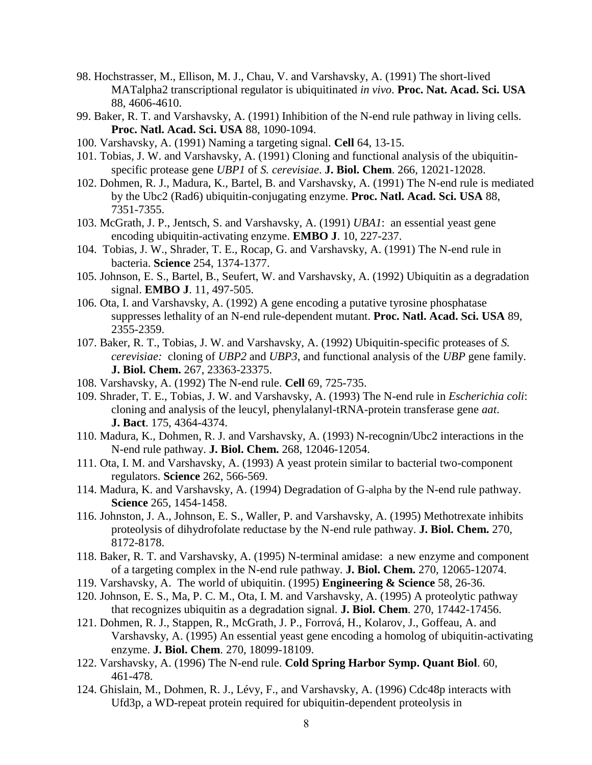98. Hochstrasser, M., Ellison, M. J., Chau, V. and Varshavsky, A. (1991) The short-lived MATalpha2 transcriptional regulator is ubiquitinated *in vivo*. **Proc. Nat. Acad. Sci. USA** 88, 4606-4610.

99. Baker, R. T. and Varshavsky, A. (1991) Inhibition of the N-end rule pathway in living cells. **Proc. Natl. Acad. Sci. USA** 88, 1090-1094.

100. Varshavsky, A. (1991) Naming a targeting signal. **Cell** 64, 13-15.

101. Tobias, J. W. and Varshavsky, A. (1991) Cloning and functional analysis of the ubiquitin-specific protease gene *UBP1* of *S. cerevisiae*. **J. Biol. Chem**. 266, 12021-12028.

102. Dohmen, R. J., Madura, K., Bartel, B. and Varshavsky, A. (1991) The N-end rule is mediated by the Ubc2 (Rad6) ubiquitin-conjugating enzyme. **Proc. Natl. Acad. Sci. USA** 88, 7351-7355.

103. McGrath, J. P., Jentsch, S. and Varshavsky, A. (1991) *UBA1*: an essential yeast gene encoding ubiquitin-activating enzyme. **EMBO J**. 10, 227-237.

104. Tobias, J. W., Shrader, T. E., Rocap, G. and Varshavsky, A. (1991) The N-end rule in bacteria. **Science** 254, 1374-1377.

105. Johnson, E. S., Bartel, B., Seufert, W. and Varshavsky, A. (1992) Ubiquitin as a degradation signal. **EMBO J**. 11, 497-505.

106. Ota, I. and Varshavsky, A. (1992) A gene encoding a putative tyrosine phosphatase suppresses lethality of an N-end rule-dependent mutant. **Proc. Natl. Acad. Sci. USA** 89, 2355-2359.

107. Baker, R. T., Tobias, J. W. and Varshavsky, A. (1992) Ubiquitin-specific proteases of *S. cerevisiae:* cloning of *UBP2* and *UBP3*, and functional analysis of the *UBP* gene family. **J. Biol. Chem.** 267, 23363-23375.

108. Varshavsky, A. (1992) The N-end rule. **Cell** 69, 725-735.

109. Shrader, T. E., Tobias, J. W. and Varshavsky, A. (1993) The N-end rule in *Escherichia coli*: cloning and analysis of the leucyl, phenylalanyl-tRNA-protein transferase gene *aat*. **J. Bact**. 175, 4364-4374.

110. Madura, K., Dohmen, R. J. and Varshavsky, A. (1993) N-recognin/Ubc2 interactions in the N-end rule pathway. **J. Biol. Chem.** 268, 12046-12054.

111. Ota, I. M. and Varshavsky, A. (1993) A yeast protein similar to bacterial two-component regulators. **Science** 262, 566-569.

114. Madura, K. and Varshavsky, A. (1994) Degradation of G-alpha by the N-end rule pathway. **Science** 265, 1454-1458.

116. Johnston, J. A., Johnson, E. S., Waller, P. and Varshavsky, A. (1995) Methotrexate inhibits proteolysis of dihydrofolate reductase by the N-end rule pathway. **J. Biol. Chem.** 270, 8172-8178.

118. Baker, R. T. and Varshavsky, A. (1995) N-terminal amidase: a new enzyme and component of a targeting complex in the N-end rule pathway. **J. Biol. Chem.** 270, 12065-12074.

119. Varshavsky, A. The world of ubiquitin. (1995) **Engineering & Science** 58, 26-36.

120. Johnson, E. S., Ma, P. C. M., Ota, I. M. and Varshavsky, A. (1995) A proteolytic pathway that recognizes ubiquitin as a degradation signal. **J. Biol. Chem**. 270, 17442-17456.

121. Dohmen, R. J., Stappen, R., McGrath, J. P., Forrová, H., Kolarov, J., Goffeau, A. and Varshavsky, A. (1995) An essential yeast gene encoding a homolog of ubiquitin-activating enzyme. **J. Biol. Chem**. 270, 18099-18109.

122. Varshavsky, A. (1996) The N-end rule. **Cold Spring Harbor Symp. Quant Biol**. 60, 461-478.

124. Ghislain, M., Dohmen, R. J., Lévy, F., and Varshavsky, A. (1996) Cdc48p interacts with Ufd3p, a WD-repeat protein required for ubiquitin-dependent proteolysis in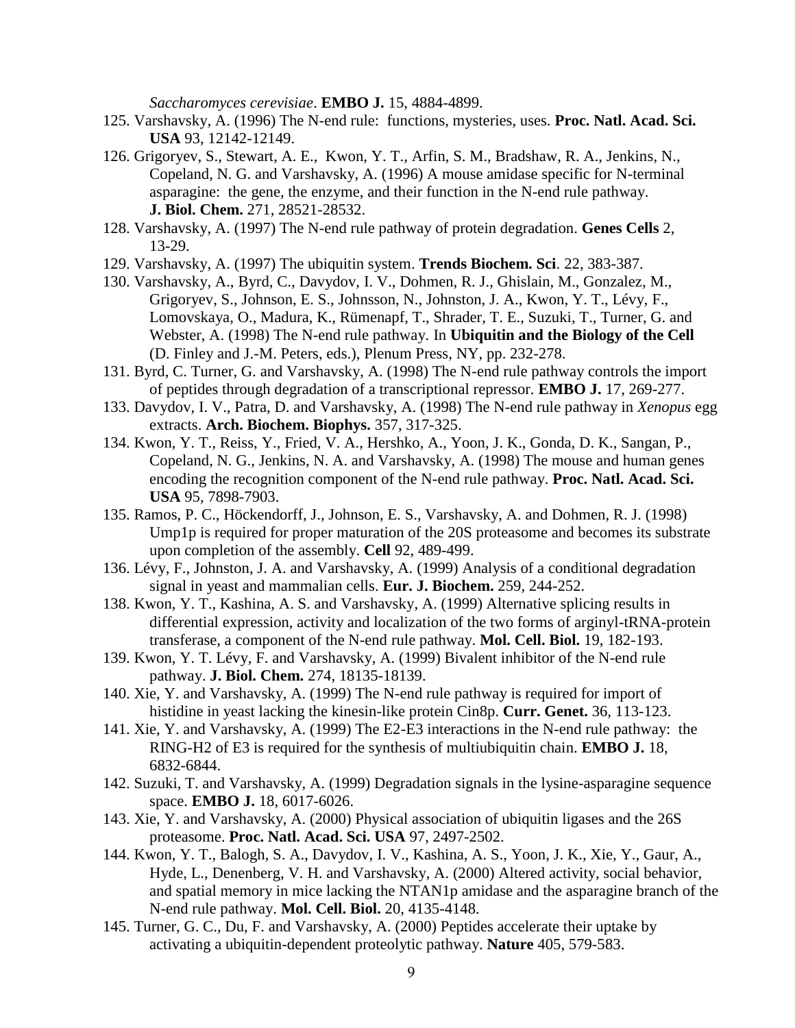*Saccharomyces cerevisiae*. **EMBO J.** 15, 4884-4899.

125. Varshavsky, A. (1996) The N-end rule: functions, mysteries, uses. **Proc. Natl. Acad. Sci. USA** 93, 12142-12149.
126. Grigoryev, S., Stewart, A. E., Kwon, Y. T., Arfin, S. M., Bradshaw, R. A., Jenkins, N., Copeland, N. G. and Varshavsky, A. (1996) A mouse amidase specific for N-terminal asparagine: the gene, the enzyme, and their function in the N-end rule pathway. **J. Biol. Chem.** 271, 28521-28532.
128. Varshavsky, A. (1997) The N-end rule pathway of protein degradation. **Genes Cells** 2, 13-29.
129. Varshavsky, A. (1997) The ubiquitin system. **Trends Biochem. Sci**. 22, 383-387.
130. Varshavsky, A., Byrd, C., Davydov, I. V., Dohmen, R. J., Ghislain, M., Gonzalez, M., Grigoryev, S., Johnson, E. S., Johnsson, N., Johnston, J. A., Kwon, Y. T., Lévy, F., Lomovskaya, O., Madura, K., Rümenapf, T., Shrader, T. E., Suzuki, T., Turner, G. and Webster, A. (1998) The N-end rule pathway. In **Ubiquitin and the Biology of the Cell** (D. Finley and J.-M. Peters, eds.), Plenum Press, NY, pp. 232-278.
131. Byrd, C. Turner, G. and Varshavsky, A. (1998) The N-end rule pathway controls the import of peptides through degradation of a transcriptional repressor. **EMBO J.** 17, 269-277.
133. Davydov, I. V., Patra, D. and Varshavsky, A. (1998) The N-end rule pathway in *Xenopus* egg extracts. **Arch. Biochem. Biophys.** 357, 317-325.
134. Kwon, Y. T., Reiss, Y., Fried, V. A., Hershko, A., Yoon, J. K., Gonda, D. K., Sangan, P., Copeland, N. G., Jenkins, N. A. and Varshavsky, A. (1998) The mouse and human genes encoding the recognition component of the N-end rule pathway. **Proc. Natl. Acad. Sci. USA** 95, 7898-7903.
135. Ramos, P. C., Höckendorff, J., Johnson, E. S., Varshavsky, A. and Dohmen, R. J. (1998) Ump1p is required for proper maturation of the 20S proteasome and becomes its substrate upon completion of the assembly. **Cell** 92, 489-499.
136. Lévy, F., Johnston, J. A. and Varshavsky, A. (1999) Analysis of a conditional degradation signal in yeast and mammalian cells. **Eur. J. Biochem.** 259, 244-252.
138. Kwon, Y. T., Kashina, A. S. and Varshavsky, A. (1999) Alternative splicing results in differential expression, activity and localization of the two forms of arginyl-tRNA-protein transferase, a component of the N-end rule pathway. **Mol. Cell. Biol.** 19, 182-193.
139. Kwon, Y. T. Lévy, F. and Varshavsky, A. (1999) Bivalent inhibitor of the N-end rule pathway. **J. Biol. Chem.** 274, 18135-18139.
140. Xie, Y. and Varshavsky, A. (1999) The N-end rule pathway is required for import of histidine in yeast lacking the kinesin-like protein Cin8p. **Curr. Genet.** 36, 113-123.
141. Xie, Y. and Varshavsky, A. (1999) The E2-E3 interactions in the N-end rule pathway: the RING-H2 of E3 is required for the synthesis of multiubiquitin chain. **EMBO J.** 18, 6832-6844.
142. Suzuki, T. and Varshavsky, A. (1999) Degradation signals in the lysine-asparagine sequence space. **EMBO J.** 18, 6017-6026.
143. Xie, Y. and Varshavsky, A. (2000) Physical association of ubiquitin ligases and the 26S proteasome. **Proc. Natl. Acad. Sci. USA** 97, 2497-2502.
144. Kwon, Y. T., Balogh, S. A., Davydov, I. V., Kashina, A. S., Yoon, J. K., Xie, Y., Gaur, A., Hyde, L., Denenberg, V. H. and Varshavsky, A. (2000) Altered activity, social behavior, and spatial memory in mice lacking the NTAN1p amidase and the asparagine branch of the N-end rule pathway. **Mol. Cell. Biol.** 20, 4135-4148.
145. Turner, G. C., Du, F. and Varshavsky, A. (2000) Peptides accelerate their uptake by activating a ubiquitin-dependent proteolytic pathway. **Nature** 405, 579-583.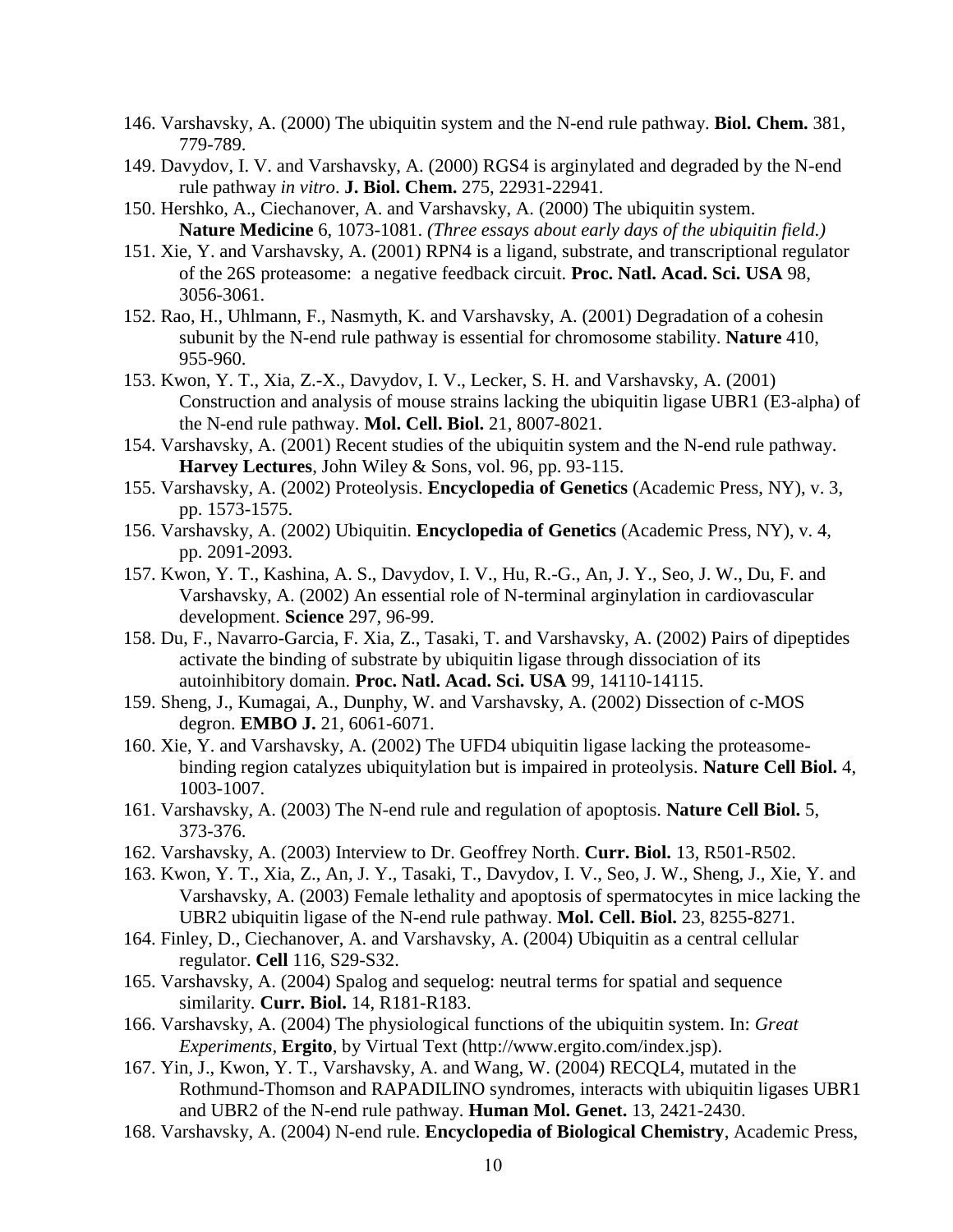146. Varshavsky, A. (2000) The ubiquitin system and the N-end rule pathway. **Biol. Chem.** 381, 779-789.

149. Davydov, I. V. and Varshavsky, A. (2000) RGS4 is arginylated and degraded by the N-end rule pathway *in vitro*. **J. Biol. Chem.** 275, 22931-22941.

150. Hershko, A., Ciechanover, A. and Varshavsky, A. (2000) The ubiquitin system. **Nature Medicine** 6, 1073-1081. *(Three essays about early days of the ubiquitin field.)*

151. Xie, Y. and Varshavsky, A. (2001) RPN4 is a ligand, substrate, and transcriptional regulator of the 26S proteasome: a negative feedback circuit. **Proc. Natl. Acad. Sci. USA** 98, 3056-3061.

152. Rao, H., Uhlmann, F., Nasmyth, K. and Varshavsky, A. (2001) Degradation of a cohesin subunit by the N-end rule pathway is essential for chromosome stability. **Nature** 410, 955-960.

153. Kwon, Y. T., Xia, Z.-X., Davydov, I. V., Lecker, S. H. and Varshavsky, A. (2001) Construction and analysis of mouse strains lacking the ubiquitin ligase UBR1 (E3-alpha) of the N-end rule pathway. **Mol. Cell. Biol.** 21, 8007-8021.

154. Varshavsky, A. (2001) Recent studies of the ubiquitin system and the N-end rule pathway. **Harvey Lectures**, John Wiley & Sons, vol. 96, pp. 93-115.

155. Varshavsky, A. (2002) Proteolysis. **Encyclopedia of Genetics** (Academic Press, NY), v. 3, pp. 1573-1575.

156. Varshavsky, A. (2002) Ubiquitin. **Encyclopedia of Genetics** (Academic Press, NY), v. 4, pp. 2091-2093.

157. Kwon, Y. T., Kashina, A. S., Davydov, I. V., Hu, R.-G., An, J. Y., Seo, J. W., Du, F. and Varshavsky, A. (2002) An essential role of N-terminal arginylation in cardiovascular development. **Science** 297, 96-99.

158. Du, F., Navarro-Garcia, F. Xia, Z., Tasaki, T. and Varshavsky, A. (2002) Pairs of dipeptides activate the binding of substrate by ubiquitin ligase through dissociation of its autoinhibitory domain. **Proc. Natl. Acad. Sci. USA** 99, 14110-14115.

159. Sheng, J., Kumagai, A., Dunphy, W. and Varshavsky, A. (2002) Dissection of c-MOS degron. **EMBO J.** 21, 6061-6071.

160. Xie, Y. and Varshavsky, A. (2002) The UFD4 ubiquitin ligase lacking the proteasome-binding region catalyzes ubiquitylation but is impaired in proteolysis. **Nature Cell Biol.** 4, 1003-1007.

161. Varshavsky, A. (2003) The N-end rule and regulation of apoptosis. **Nature Cell Biol.** 5, 373-376.

162. Varshavsky, A. (2003) Interview to Dr. Geoffrey North. **Curr. Biol.** 13, R501-R502.

163. Kwon, Y. T., Xia, Z., An, J. Y., Tasaki, T., Davydov, I. V., Seo, J. W., Sheng, J., Xie, Y. and Varshavsky, A. (2003) Female lethality and apoptosis of spermatocytes in mice lacking the UBR2 ubiquitin ligase of the N-end rule pathway. **Mol. Cell. Biol.** 23, 8255-8271.

164. Finley, D., Ciechanover, A. and Varshavsky, A. (2004) Ubiquitin as a central cellular regulator. **Cell** 116, S29-S32.

165. Varshavsky, A. (2004) Spalog and sequelog: neutral terms for spatial and sequence similarity. **Curr. Biol.** 14, R181-R183.

166. Varshavsky, A. (2004) The physiological functions of the ubiquitin system. In: *Great Experiments*, **Ergito**, by Virtual Text (http://www.ergito.com/index.jsp).

167. Yin, J., Kwon, Y. T., Varshavsky, A. and Wang, W. (2004) RECQL4, mutated in the Rothmund-Thomson and RAPADILINO syndromes, interacts with ubiquitin ligases UBR1 and UBR2 of the N-end rule pathway. **Human Mol. Genet.** 13, 2421-2430.

168. Varshavsky, A. (2004) N-end rule. **Encyclopedia of Biological Chemistry**, Academic Press,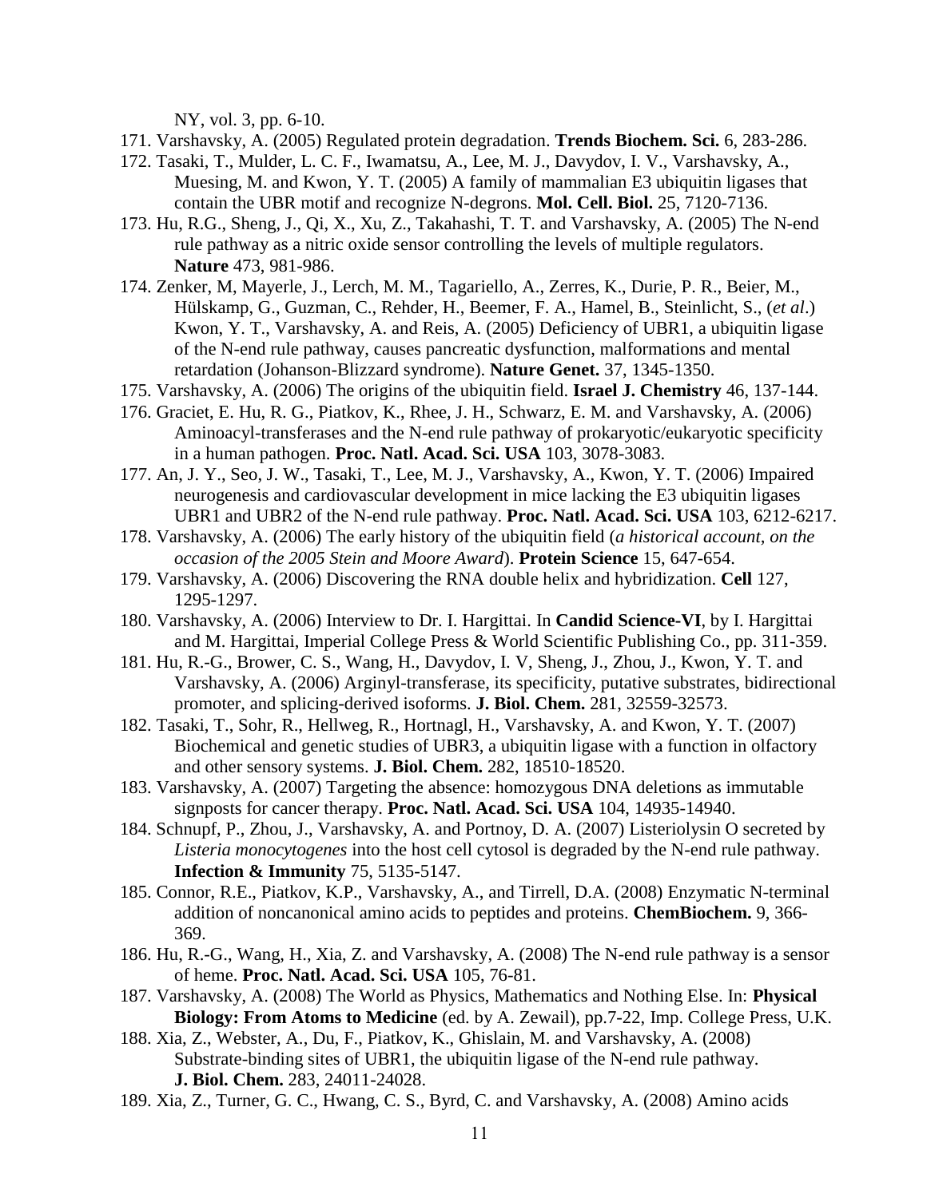NY, vol. 3, pp. 6-10.

171. Varshavsky, A. (2005) Regulated protein degradation. **Trends Biochem. Sci.** 6, 283-286.
172. Tasaki, T., Mulder, L. C. F., Iwamatsu, A., Lee, M. J., Davydov, I. V., Varshavsky, A., Muesing, M. and Kwon, Y. T. (2005) A family of mammalian E3 ubiquitin ligases that contain the UBR motif and recognize N-degrons. **Mol. Cell. Biol.** 25, 7120-7136.
173. Hu, R.G., Sheng, J., Qi, X., Xu, Z., Takahashi, T. T. and Varshavsky, A. (2005) The N-end rule pathway as a nitric oxide sensor controlling the levels of multiple regulators. **Nature** 473, 981-986.
174. Zenker, M, Mayerle, J., Lerch, M. M., Tagariello, A., Zerres, K., Durie, P. R., Beier, M., Hülskamp, G., Guzman, C., Rehder, H., Beemer, F. A., Hamel, B., Steinlicht, S., (*et al*.) Kwon, Y. T., Varshavsky, A. and Reis, A. (2005) Deficiency of UBR1, a ubiquitin ligase of the N-end rule pathway, causes pancreatic dysfunction, malformations and mental retardation (Johanson-Blizzard syndrome). **Nature Genet.** 37, 1345-1350.
175. Varshavsky, A. (2006) The origins of the ubiquitin field. **Israel J. Chemistry** 46, 137-144.
176. Graciet, E. Hu, R. G., Piatkov, K., Rhee, J. H., Schwarz, E. M. and Varshavsky, A. (2006) Aminoacyl-transferases and the N-end rule pathway of prokaryotic/eukaryotic specificity in a human pathogen. **Proc. Natl. Acad. Sci. USA** 103, 3078-3083.
177. An, J. Y., Seo, J. W., Tasaki, T., Lee, M. J., Varshavsky, A., Kwon, Y. T. (2006) Impaired neurogenesis and cardiovascular development in mice lacking the E3 ubiquitin ligases UBR1 and UBR2 of the N-end rule pathway. **Proc. Natl. Acad. Sci. USA** 103, 6212-6217.
178. Varshavsky, A. (2006) The early history of the ubiquitin field (*a historical account, on the occasion of the 2005 Stein and Moore Award*). **Protein Science** 15, 647-654.
179. Varshavsky, A. (2006) Discovering the RNA double helix and hybridization. **Cell** 127, 1295-1297.
180. Varshavsky, A. (2006) Interview to Dr. I. Hargittai. In **Candid Science-VI**, by I. Hargittai and M. Hargittai, Imperial College Press & World Scientific Publishing Co., pp. 311-359.
181. Hu, R.-G., Brower, C. S., Wang, H., Davydov, I. V, Sheng, J., Zhou, J., Kwon, Y. T. and Varshavsky, A. (2006) Arginyl-transferase, its specificity, putative substrates, bidirectional promoter, and splicing-derived isoforms. **J. Biol. Chem.** 281, 32559-32573.
182. Tasaki, T., Sohr, R., Hellweg, R., Hortnagl, H., Varshavsky, A. and Kwon, Y. T. (2007) Biochemical and genetic studies of UBR3, a ubiquitin ligase with a function in olfactory and other sensory systems. **J. Biol. Chem.** 282, 18510-18520.
183. Varshavsky, A. (2007) Targeting the absence: homozygous DNA deletions as immutable signposts for cancer therapy. **Proc. Natl. Acad. Sci. USA** 104, 14935-14940.
184. Schnupf, P., Zhou, J., Varshavsky, A. and Portnoy, D. A. (2007) Listeriolysin O secreted by *Listeria monocytogenes* into the host cell cytosol is degraded by the N-end rule pathway. **Infection & Immunity** 75, 5135-5147.
185. Connor, R.E., Piatkov, K.P., Varshavsky, A., and Tirrell, D.A. (2008) Enzymatic N-terminal addition of noncanonical amino acids to peptides and proteins. **ChemBiochem.** 9, 366-369.
186. Hu, R.-G., Wang, H., Xia, Z. and Varshavsky, A. (2008) The N-end rule pathway is a sensor of heme. **Proc. Natl. Acad. Sci. USA** 105, 76-81.
187. Varshavsky, A. (2008) The World as Physics, Mathematics and Nothing Else. In: **Physical Biology: From Atoms to Medicine** (ed. by A. Zewail), pp.7-22, Imp. College Press, U.K.
188. Xia, Z., Webster, A., Du, F., Piatkov, K., Ghislain, M. and Varshavsky, A. (2008) Substrate-binding sites of UBR1, the ubiquitin ligase of the N-end rule pathway. **J. Biol. Chem.** 283, 24011-24028.
189. Xia, Z., Turner, G. C., Hwang, C. S., Byrd, C. and Varshavsky, A. (2008) Amino acids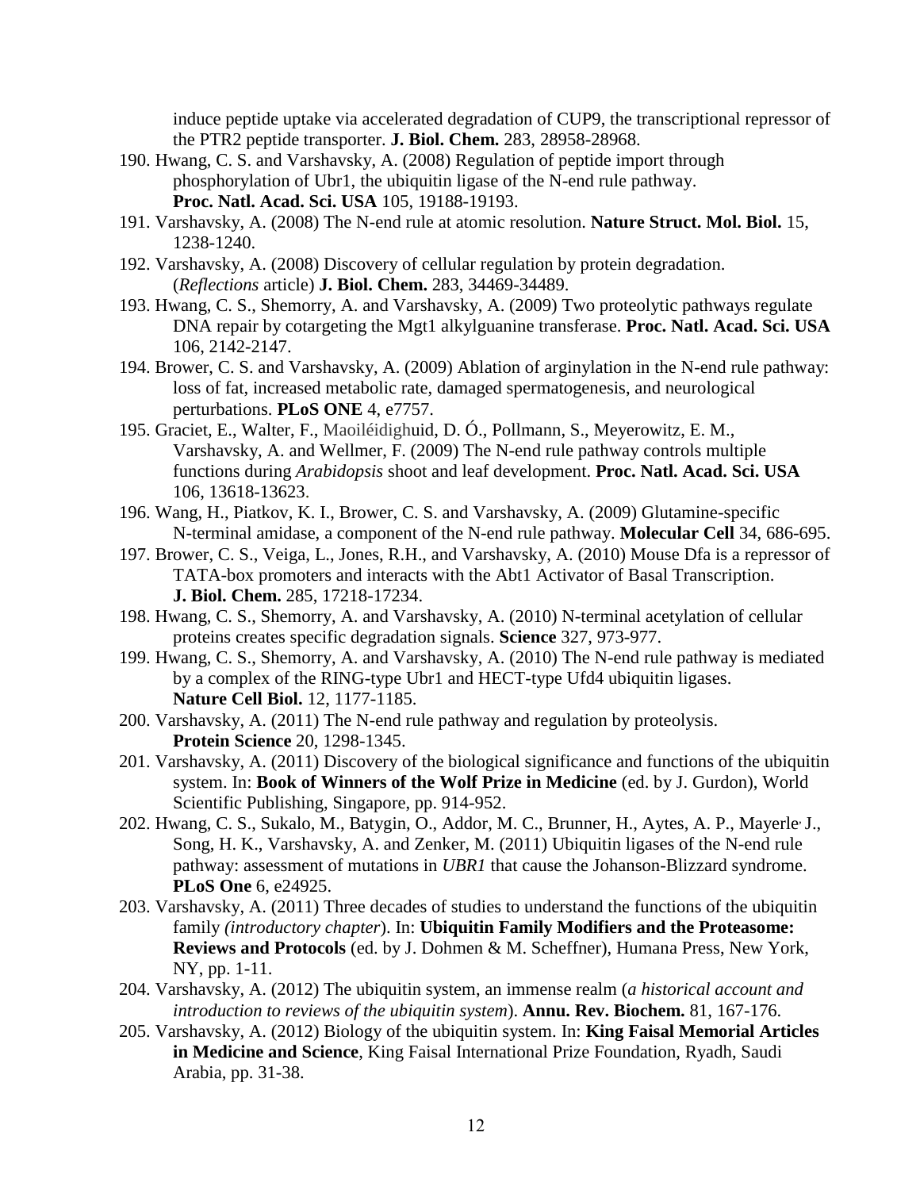induce peptide uptake via accelerated degradation of CUP9, the transcriptional repressor of the PTR2 peptide transporter. **J. Biol. Chem.** 283, 28958-28968.

190. Hwang, C. S. and Varshavsky, A. (2008) Regulation of peptide import through phosphorylation of Ubr1, the ubiquitin ligase of the N-end rule pathway. **Proc. Natl. Acad. Sci. USA** 105, 19188-19193.
191. Varshavsky, A. (2008) The N-end rule at atomic resolution. **Nature Struct. Mol. Biol.** 15, 1238-1240.
192. Varshavsky, A. (2008) Discovery of cellular regulation by protein degradation. (*Reflections* article) **J. Biol. Chem.** 283, 34469-34489.
193. Hwang, C. S., Shemorry, A. and Varshavsky, A. (2009) Two proteolytic pathways regulate DNA repair by cotargeting the Mgt1 alkylguanine transferase. **Proc. Natl. Acad. Sci. USA** 106, 2142-2147.
194. Brower, C. S. and Varshavsky, A. (2009) Ablation of arginylation in the N-end rule pathway: loss of fat, increased metabolic rate, damaged spermatogenesis, and neurological perturbations. **PLoS ONE** 4, e7757.
195. Graciet, E., Walter, F., Maoiléidighuid, D. Ó., Pollmann, S., Meyerowitz, E. M., Varshavsky, A. and Wellmer, F. (2009) The N-end rule pathway controls multiple functions during *Arabidopsis* shoot and leaf development. **Proc. Natl. Acad. Sci. USA** 106, 13618-13623.
196. Wang, H., Piatkov, K. I., Brower, C. S. and Varshavsky, A. (2009) Glutamine-specific N-terminal amidase, a component of the N-end rule pathway. **Molecular Cell** 34, 686-695.
197. Brower, C. S., Veiga, L., Jones, R.H., and Varshavsky, A. (2010) Mouse Dfa is a repressor of TATA-box promoters and interacts with the Abt1 Activator of Basal Transcription. **J. Biol. Chem.** 285, 17218-17234.
198. Hwang, C. S., Shemorry, A. and Varshavsky, A. (2010) N-terminal acetylation of cellular proteins creates specific degradation signals. **Science** 327, 973-977.
199. Hwang, C. S., Shemorry, A. and Varshavsky, A. (2010) The N-end rule pathway is mediated by a complex of the RING-type Ubr1 and HECT-type Ufd4 ubiquitin ligases. **Nature Cell Biol.** 12, 1177-1185.
200. Varshavsky, A. (2011) The N-end rule pathway and regulation by proteolysis. **Protein Science** 20, 1298-1345.
201. Varshavsky, A. (2011) Discovery of the biological significance and functions of the ubiquitin system. In: **Book of Winners of the Wolf Prize in Medicine** (ed. by J. Gurdon), World Scientific Publishing, Singapore, pp. 914-952.
202. Hwang, C. S., Sukalo, M., Batygin, O., Addor, M. C., Brunner, H., Aytes, A. P., Mayerle, J., Song, H. K., Varshavsky, A. and Zenker, M. (2011) Ubiquitin ligases of the N-end rule pathway: assessment of mutations in *UBR1* that cause the Johanson-Blizzard syndrome. **PLoS One** 6, e24925.
203. Varshavsky, A. (2011) Three decades of studies to understand the functions of the ubiquitin family *(introductory chapter*). In: **Ubiquitin Family Modifiers and the Proteasome: Reviews and Protocols** (ed. by J. Dohmen & M. Scheffner), Humana Press, New York, NY, pp. 1-11.
204. Varshavsky, A. (2012) The ubiquitin system, an immense realm (*a historical account and introduction to reviews of the ubiquitin system*). **Annu. Rev. Biochem.** 81, 167-176.
205. Varshavsky, A. (2012) Biology of the ubiquitin system. In: **King Faisal Memorial Articles in Medicine and Science**, King Faisal International Prize Foundation, Ryadh, Saudi Arabia, pp. 31-38.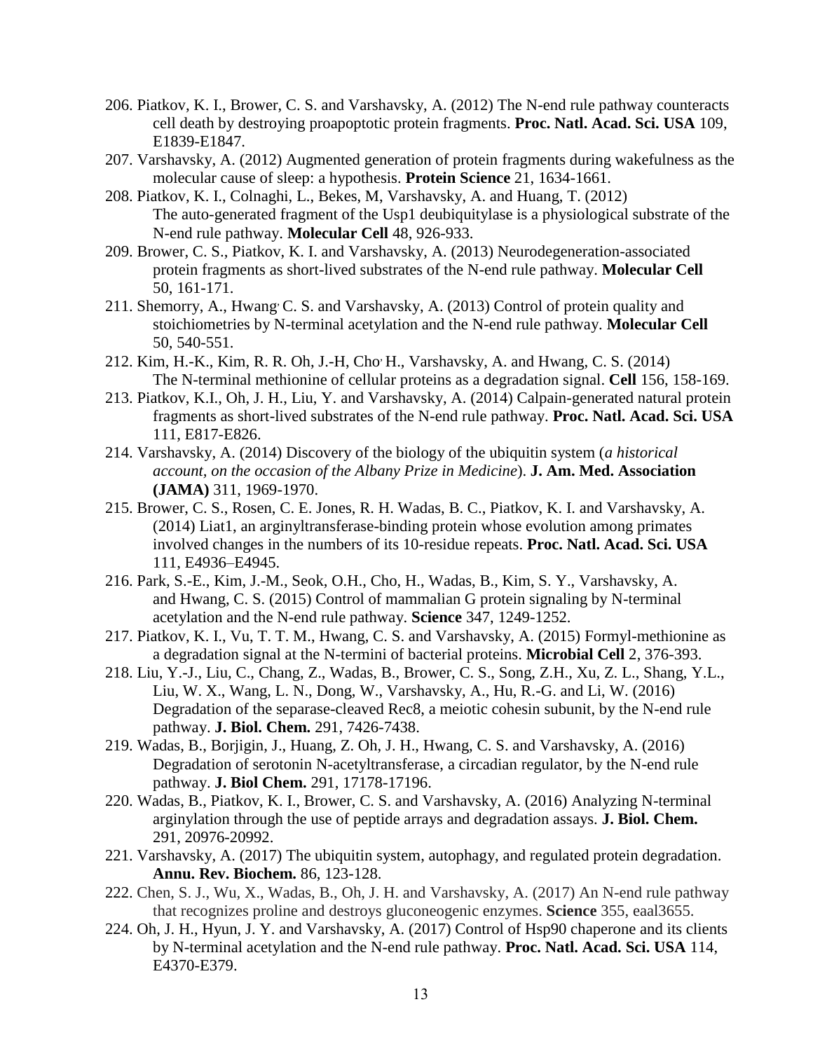206. Piatkov, K. I., Brower, C. S. and Varshavsky, A. (2012) The N-end rule pathway counteracts cell death by destroying proapoptotic protein fragments. **Proc. Natl. Acad. Sci. USA** 109, E1839-E1847.

207. Varshavsky, A. (2012) Augmented generation of protein fragments during wakefulness as the molecular cause of sleep: a hypothesis. **Protein Science** 21, 1634-1661.

208. Piatkov, K. I., Colnaghi, L., Bekes, M, Varshavsky, A. and Huang, T. (2012) The auto-generated fragment of the Usp1 deubiquitylase is a physiological substrate of the N-end rule pathway. **Molecular Cell** 48, 926-933.

209. Brower, C. S., Piatkov, K. I. and Varshavsky, A. (2013) Neurodegeneration-associated protein fragments as short-lived substrates of the N-end rule pathway. **Molecular Cell** 50, 161-171.

211. Shemorry, A., Hwang, C. S. and Varshavsky, A. (2013) Control of protein quality and stoichiometries by N-terminal acetylation and the N-end rule pathway. **Molecular Cell** 50, 540-551.

212. Kim, H.-K., Kim, R. R. Oh, J.-H, Cho, H., Varshavsky, A. and Hwang, C. S. (2014) The N-terminal methionine of cellular proteins as a degradation signal. **Cell** 156, 158-169.

213. Piatkov, K.I., Oh, J. H., Liu, Y. and Varshavsky, A. (2014) Calpain-generated natural protein fragments as short-lived substrates of the N-end rule pathway. **Proc. Natl. Acad. Sci. USA** 111, E817-E826.

214. Varshavsky, A. (2014) Discovery of the biology of the ubiquitin system (*a historical account, on the occasion of the Albany Prize in Medicine*). **J. Am. Med. Association (JAMA)** 311, 1969-1970.

215. Brower, C. S., Rosen, C. E. Jones, R. H. Wadas, B. C., Piatkov, K. I. and Varshavsky, A. (2014) Liat1, an arginyltransferase-binding protein whose evolution among primates involved changes in the numbers of its 10-residue repeats. **Proc. Natl. Acad. Sci. USA** 111, E4936–E4945.

216. Park, S.-E., Kim, J.-M., Seok, O.H., Cho, H., Wadas, B., Kim, S. Y., Varshavsky, A. and Hwang, C. S. (2015) Control of mammalian G protein signaling by N-terminal acetylation and the N-end rule pathway. **Science** 347, 1249-1252.

217. Piatkov, K. I., Vu, T. T. M., Hwang, C. S. and Varshavsky, A. (2015) Formyl-methionine as a degradation signal at the N-termini of bacterial proteins. **Microbial Cell** 2, 376-393.

218. Liu, Y.-J., Liu, C., Chang, Z., Wadas, B., Brower, C. S., Song, Z.H., Xu, Z. L., Shang, Y.L., Liu, W. X., Wang, L. N., Dong, W., Varshavsky, A., Hu, R.-G. and Li, W. (2016) Degradation of the separase-cleaved Rec8, a meiotic cohesin subunit, by the N-end rule pathway. **J. Biol. Chem.** 291, 7426-7438.

219. Wadas, B., Borjigin, J., Huang, Z. Oh, J. H., Hwang, C. S. and Varshavsky, A. (2016) Degradation of serotonin N-acetyltransferase, a circadian regulator, by the N-end rule pathway. **J. Biol Chem.** 291, 17178-17196.

220. Wadas, B., Piatkov, K. I., Brower, C. S. and Varshavsky, A. (2016) Analyzing N-terminal arginylation through the use of peptide arrays and degradation assays. **J. Biol. Chem.** 291, 20976-20992.

221. Varshavsky, A. (2017) The ubiquitin system, autophagy, and regulated protein degradation. **Annu. Rev. Biochem.** 86, 123-128.

222. Chen, S. J., Wu, X., Wadas, B., Oh, J. H. and Varshavsky, A. (2017) An N-end rule pathway that recognizes proline and destroys gluconeogenic enzymes. **Science** 355, eaal3655.

224. Oh, J. H., Hyun, J. Y. and Varshavsky, A. (2017) Control of Hsp90 chaperone and its clients by N-terminal acetylation and the N-end rule pathway. **Proc. Natl. Acad. Sci. USA** 114, E4370-E379.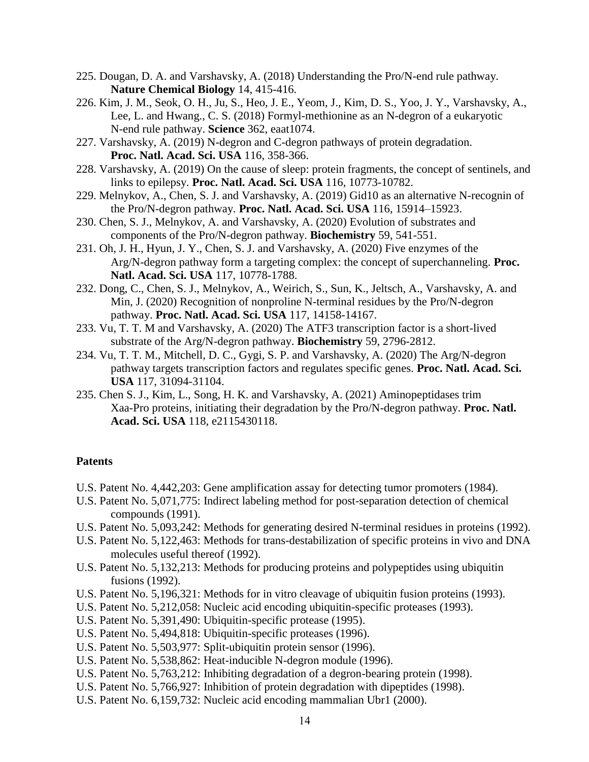225. Dougan, D. A. and Varshavsky, A. (2018) Understanding the Pro/N-end rule pathway. **Nature Chemical Biology** 14, 415-416.

226. Kim, J. M., Seok, O. H., Ju, S., Heo, J. E., Yeom, J., Kim, D. S., Yoo, J. Y., Varshavsky, A., Lee, L. and Hwang., C. S. (2018) Formyl-methionine as an N-degron of a eukaryotic N-end rule pathway. **Science** 362, eaat1074.

227. Varshavsky, A. (2019) N-degron and C-degron pathways of protein degradation. **Proc. Natl. Acad. Sci. USA** 116, 358-366.

228. Varshavsky, A. (2019) On the cause of sleep: protein fragments, the concept of sentinels, and links to epilepsy. **Proc. Natl. Acad. Sci. USA** 116, 10773-10782.

229. Melnykov, A., Chen, S. J. and Varshavsky, A. (2019) Gid10 as an alternative N-recognin of the Pro/N-degron pathway. **Proc. Natl. Acad. Sci. USA** 116, 15914–15923.

230. Chen, S. J., Melnykov, A. and Varshavsky, A. (2020) Evolution of substrates and components of the Pro/N-degron pathway. **Biochemistry** 59, 541-551.

231. Oh, J. H., Hyun, J. Y., Chen, S. J. and Varshavsky, A. (2020) Five enzymes of the Arg/N-degron pathway form a targeting complex: the concept of superchanneling. **Proc. Natl. Acad. Sci. USA** 117, 10778-1788.

232. Dong, C., Chen, S. J., Melnykov, A., Weirich, S., Sun, K., Jeltsch, A., Varshavsky, A. and Min, J. (2020) Recognition of nonproline N-terminal residues by the Pro/N-degron pathway. **Proc. Natl. Acad. Sci. USA** 117, 14158-14167.

233. Vu, T. T. M and Varshavsky, A. (2020) The ATF3 transcription factor is a short-lived substrate of the Arg/N-degron pathway. **Biochemistry** 59, 2796-2812.

234. Vu, T. T. M., Mitchell, D. C., Gygi, S. P. and Varshavsky, A. (2020) The Arg/N-degron pathway targets transcription factors and regulates specific genes. **Proc. Natl. Acad. Sci. USA** 117, 31094-31104.

235. Chen S. J., Kim, L., Song, H. K. and Varshavsky, A. (2021) Aminopeptidases trim Xaa-Pro proteins, initiating their degradation by the Pro/N-degron pathway. **Proc. Natl. Acad. Sci. USA** 118, e2115430118.

## Patents

U.S. Patent No. 4,442,203: Gene amplification assay for detecting tumor promoters (1984).

U.S. Patent No. 5,071,775: Indirect labeling method for post-separation detection of chemical compounds (1991).

U.S. Patent No. 5,093,242: Methods for generating desired N-terminal residues in proteins (1992).

U.S. Patent No. 5,122,463: Methods for trans-destabilization of specific proteins in vivo and DNA molecules useful thereof (1992).

U.S. Patent No. 5,132,213: Methods for producing proteins and polypeptides using ubiquitin fusions (1992).

U.S. Patent No. 5,196,321: Methods for in vitro cleavage of ubiquitin fusion proteins (1993).

U.S. Patent No. 5,212,058: Nucleic acid encoding ubiquitin-specific proteases (1993).

U.S. Patent No. 5,391,490: Ubiquitin-specific protease (1995).

U.S. Patent No. 5,494,818: Ubiquitin-specific proteases (1996).

U.S. Patent No. 5,503,977: Split-ubiquitin protein sensor (1996).

U.S. Patent No. 5,538,862: Heat-inducible N-degron module (1996).

U.S. Patent No. 5,763,212: Inhibiting degradation of a degron-bearing protein (1998).

U.S. Patent No. 5,766,927: Inhibition of protein degradation with dipeptides (1998).

U.S. Patent No. 6,159,732: Nucleic acid encoding mammalian Ubr1 (2000).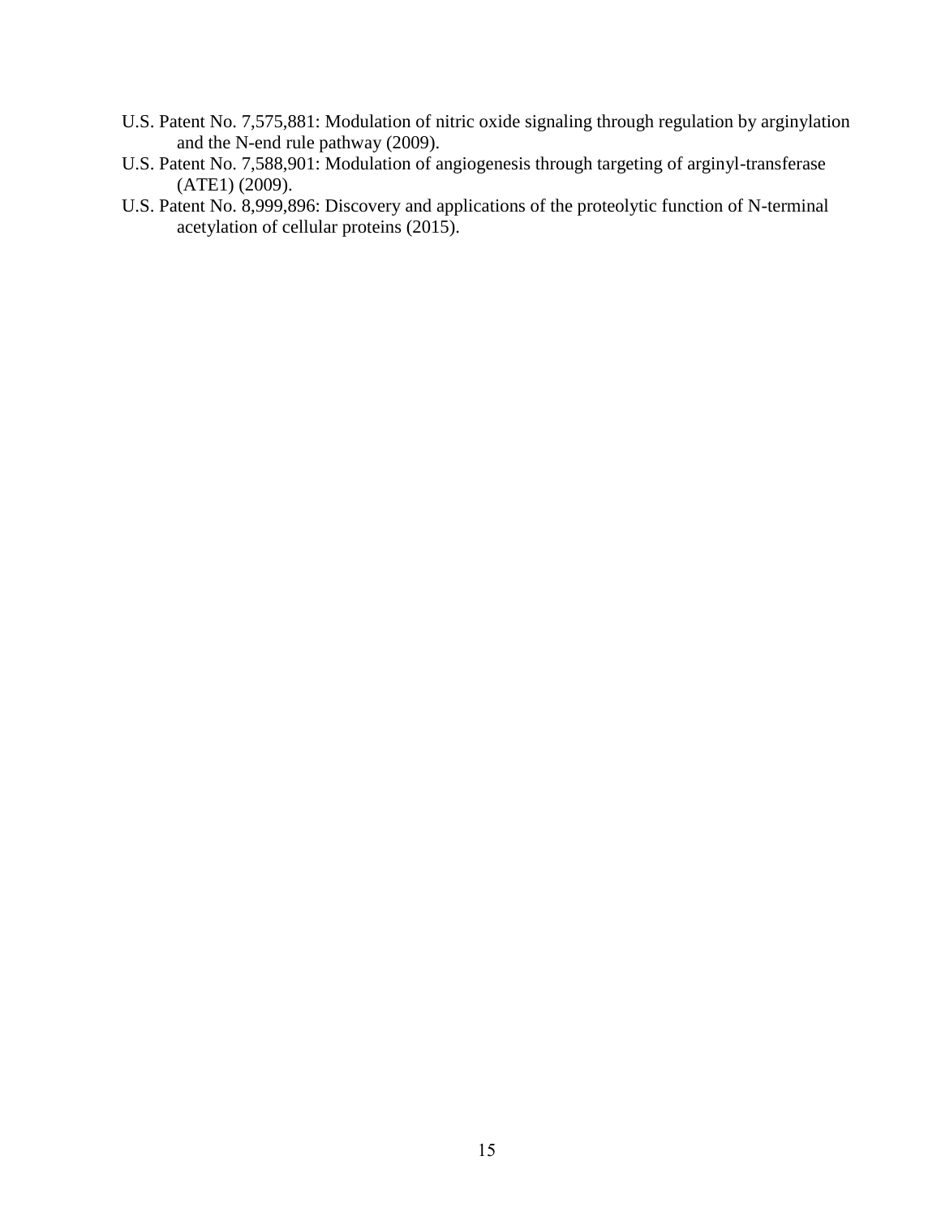U.S. Patent No. 7,575,881: Modulation of nitric oxide signaling through regulation by arginylation and the N-end rule pathway (2009).

U.S. Patent No. 7,588,901: Modulation of angiogenesis through targeting of arginyl-transferase (ATE1) (2009).

U.S. Patent No. 8,999,896: Discovery and applications of the proteolytic function of N-terminal acetylation of cellular proteins (2015).